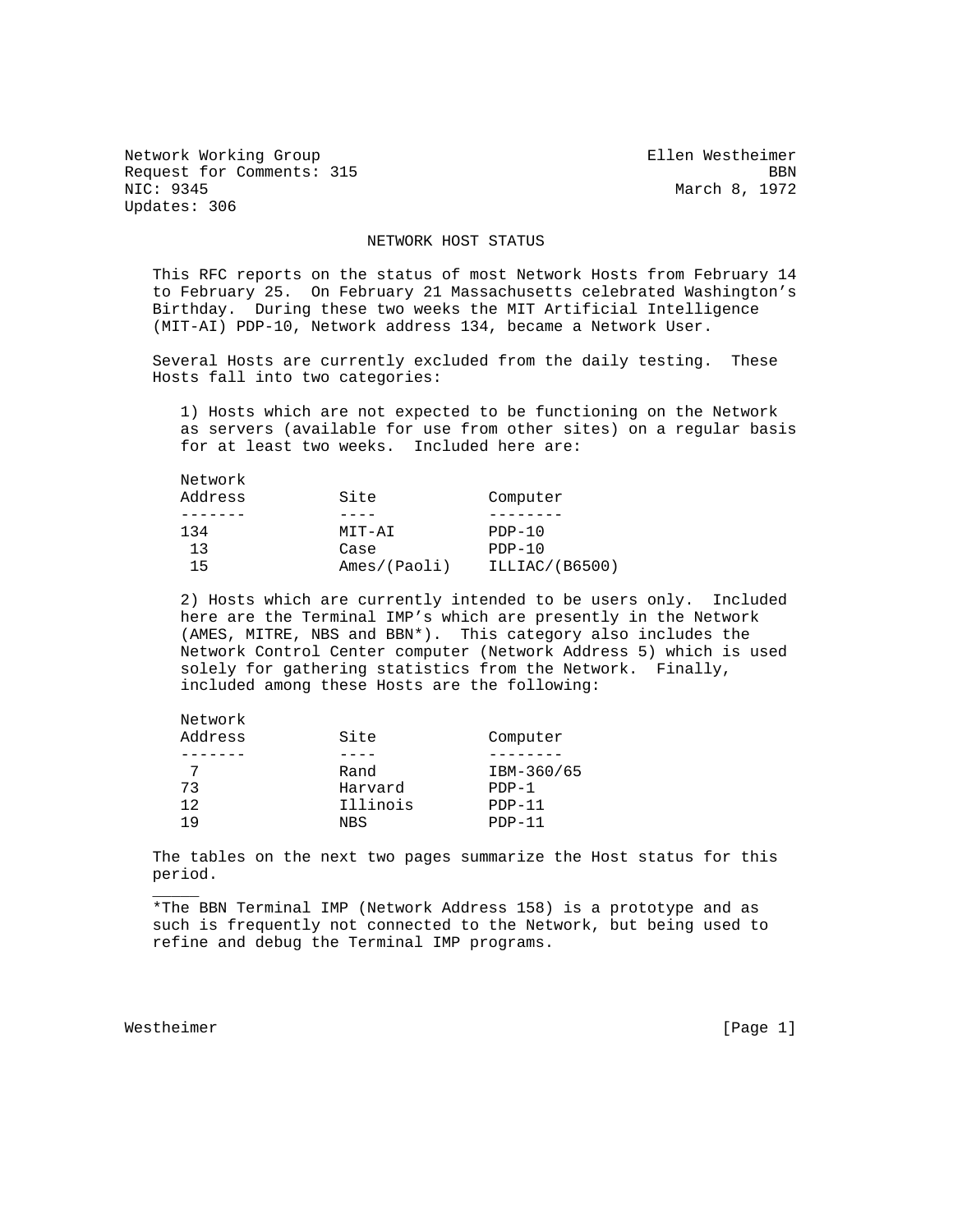Network Working Group  Ellen Westheimer
Request for Comments: 315  BBN
NIC: 9345  March 8, 1972
Updates: 306

# NETWORK HOST STATUS

This RFC reports on the status of most Network Hosts from February 14 to February 25. On February 21 Massachusetts celebrated Washington's Birthday. During these two weeks the MIT Artificial Intelligence (MIT-AI) PDP-10, Network address 134, became a Network User.

Several Hosts are currently excluded from the daily testing. These Hosts fall into two categories:

1) Hosts which are not expected to be functioning on the Network as servers (available for use from other sites) on a regular basis for at least two weeks. Included here are:

| Network Address | Site | Computer |
|---|---|---|
| 134 | MIT-AI | PDP-10 |
| 13 | Case | PDP-10 |
| 15 | Ames/(Paoli) | ILLIAC/(B6500) |

2) Hosts which are currently intended to be users only. Included here are the Terminal IMP's which are presently in the Network (AMES, MITRE, NBS and BBN*). This category also includes the Network Control Center computer (Network Address 5) which is used solely for gathering statistics from the Network. Finally, included among these Hosts are the following:

| Network Address | Site | Computer |
|---|---|---|
| 7 | Rand | IBM-360/65 |
| 73 | Harvard | PDP-1 |
| 12 | Illinois | PDP-11 |
| 19 | NBS | PDP-11 |

The tables on the next two pages summarize the Host status for this period.

_____

*The BBN Terminal IMP (Network Address 158) is a prototype and as such is frequently not connected to the Network, but being used to refine and debug the Terminal IMP programs.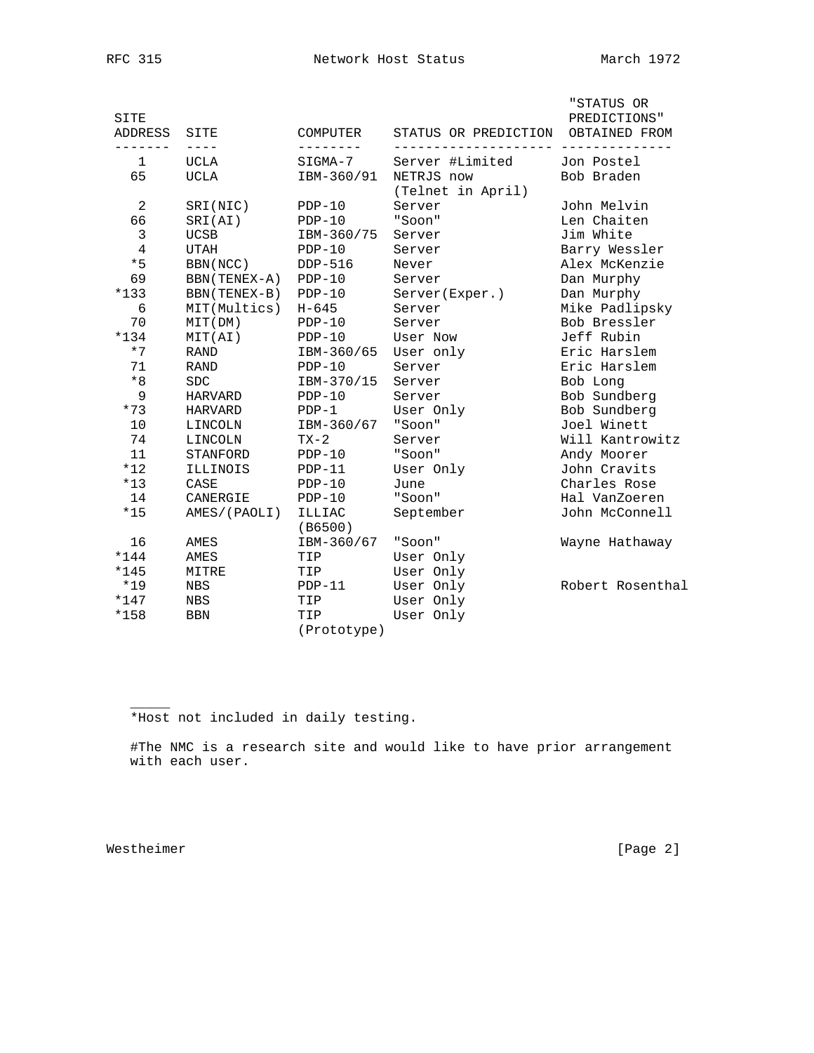| SITE ADDRESS | SITE | COMPUTER | STATUS OR PREDICTION | "STATUS OR PREDICTIONS" OBTAINED FROM |
|---|---|---|---|---|
| 1 | UCLA | SIGMA-7 | Server #Limited | Jon Postel |
| 65 | UCLA | IBM-360/91 | NETRJS now (Telnet in April) | Bob Braden |
| 2 | SRI(NIC) | PDP-10 | Server | John Melvin |
| 66 | SRI(AI) | PDP-10 | "Soon" | Len Chaiten |
| 3 | UCSB | IBM-360/75 | Server | Jim White |
| 4 | UTAH | PDP-10 | Server | Barry Wessler |
| *5 | BBN(NCC) | DDP-516 | Never | Alex McKenzie |
| 69 | BBN(TENEX-A) | PDP-10 | Server | Dan Murphy |
| *133 | BBN(TENEX-B) | PDP-10 | Server(Exper.) | Dan Murphy |
| 6 | MIT(Multics) | H-645 | Server | Mike Padlipsky |
| 70 | MIT(DM) | PDP-10 | Server | Bob Bressler |
| *134 | MIT(AI) | PDP-10 | User Now | Jeff Rubin |
| *7 | RAND | IBM-360/65 | User only | Eric Harslem |
| 71 | RAND | PDP-10 | Server | Eric Harslem |
| *8 | SDC | IBM-370/15 | Server | Bob Long |
| 9 | HARVARD | PDP-10 | Server | Bob Sundberg |
| *73 | HARVARD | PDP-1 | User Only | Bob Sundberg |
| 10 | LINCOLN | IBM-360/67 | "Soon" | Joel Winett |
| 74 | LINCOLN | TX-2 | Server | Will Kantrowitz |
| 11 | STANFORD | PDP-10 | "Soon" | Andy Moorer |
| *12 | ILLINOIS | PDP-11 | User Only | John Cravits |
| *13 | CASE | PDP-10 | June | Charles Rose |
| 14 | CANERGIE | PDP-10 | "Soon" | Hal VanZoeren |
| *15 | AMES/(PAOLI) | ILLIAC (B6500) | September | John McConnell |
| 16 | AMES | IBM-360/67 | "Soon" | Wayne Hathaway |
| *144 | AMES | TIP | User Only | |
| *145 | MITRE | TIP | User Only | |
| *19 | NBS | PDP-11 | User Only | Robert Rosenthal |
| *147 | NBS | TIP | User Only | |
| *158 | BBN | TIP (Prototype) | User Only | |

*Host not included in daily testing.

#The NMC is a research site and would like to have prior arrangement with each user.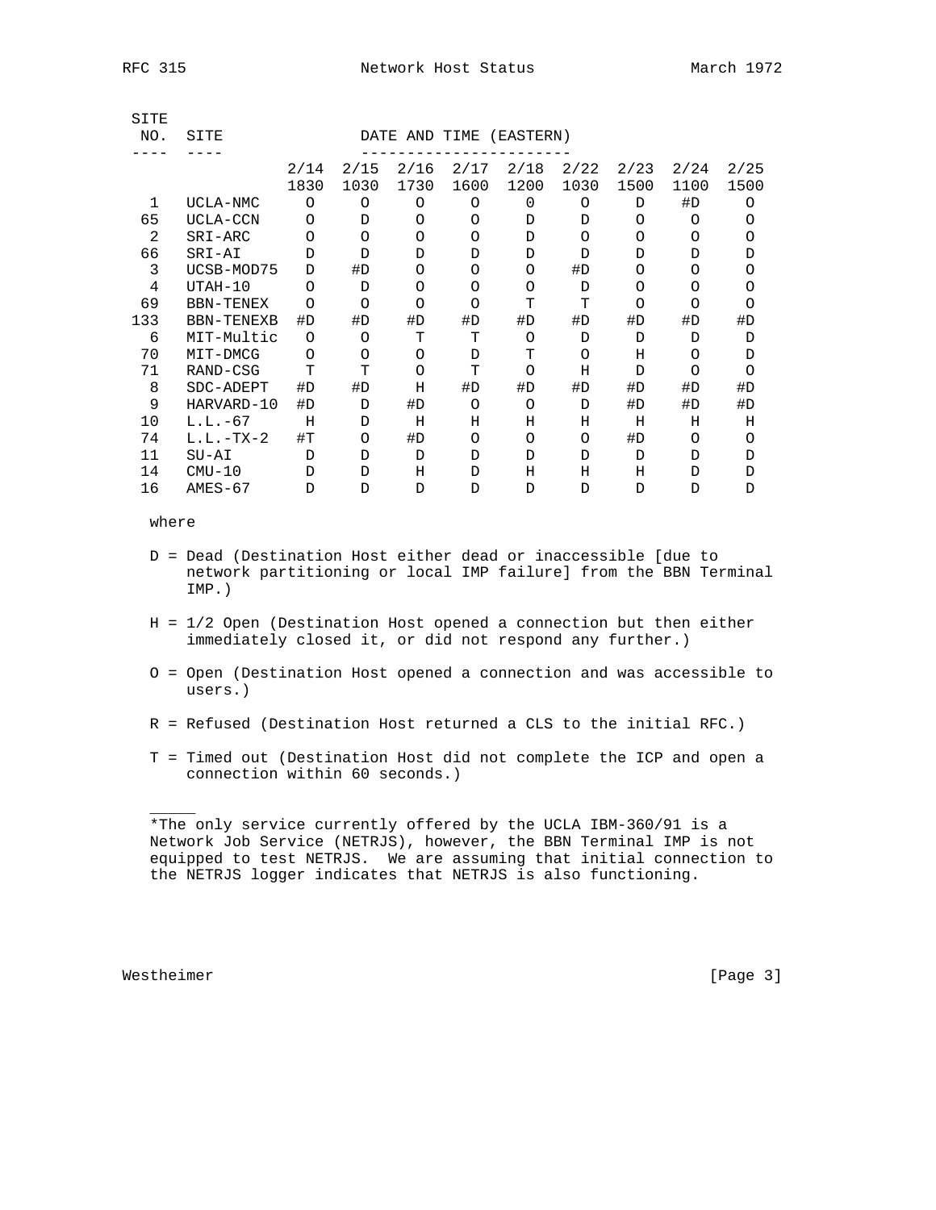| SITE NO. | SITE | DATE AND TIME (EASTERN) | | | | | | | | |
|---|---|---|---|---|---|---|---|---|---|---|
| | | 2/14 1830 | 2/15 1030 | 2/16 1730 | 2/17 1600 | 2/18 1200 | 2/22 1030 | 2/23 1500 | 2/24 1100 | 2/25 1500 |
| 1 | UCLA-NMC | O | O | O | O | 0 | O | D | #D | O |
| 65 | UCLA-CCN | O | D | O | O | D | D | O | O | O |
| 2 | SRI-ARC | O | O | O | O | D | O | O | O | O |
| 66 | SRI-AI | D | D | D | D | D | D | D | D | D |
| 3 | UCSB-MOD75 | D | #D | O | O | O | #D | O | O | O |
| 4 | UTAH-10 | O | D | O | O | O | D | O | O | O |
| 69 | BBN-TENEX | O | O | O | O | T | T | O | O | O |
| 133 | BBN-TENEXB | #D | #D | #D | #D | #D | #D | #D | #D | #D |
| 6 | MIT-Multic | O | O | T | T | O | D | D | D | D |
| 70 | MIT-DMCG | O | O | O | D | T | O | H | O | D |
| 71 | RAND-CSG | T | T | O | T | O | H | D | O | O |
| 8 | SDC-ADEPT | #D | #D | H | #D | #D | #D | #D | #D | #D |
| 9 | HARVARD-10 | #D | D | #D | O | O | D | #D | #D | #D |
| 10 | L.L.-67 | H | D | H | H | H | H | H | H | H |
| 74 | L.L.-TX-2 | #T | O | #D | O | O | O | #D | O | O |
| 11 | SU-AI | D | D | D | D | D | D | D | D | D |
| 14 | CMU-10 | D | D | H | D | H | H | H | D | D |
| 16 | AMES-67 | D | D | D | D | D | D | D | D | D |

where

D = Dead (Destination Host either dead or inaccessible [due to network partitioning or local IMP failure] from the BBN Terminal IMP.)

H = 1/2 Open (Destination Host opened a connection but then either immediately closed it, or did not respond any further.)

O = Open (Destination Host opened a connection and was accessible to users.)

R = Refused (Destination Host returned a CLS to the initial RFC.)

T = Timed out (Destination Host did not complete the ICP and open a connection within 60 seconds.)

_____

*The only service currently offered by the UCLA IBM-360/91 is a Network Job Service (NETRJS), however, the BBN Terminal IMP is not equipped to test NETRJS. We are assuming that initial connection to the NETRJS logger indicates that NETRJS is also functioning.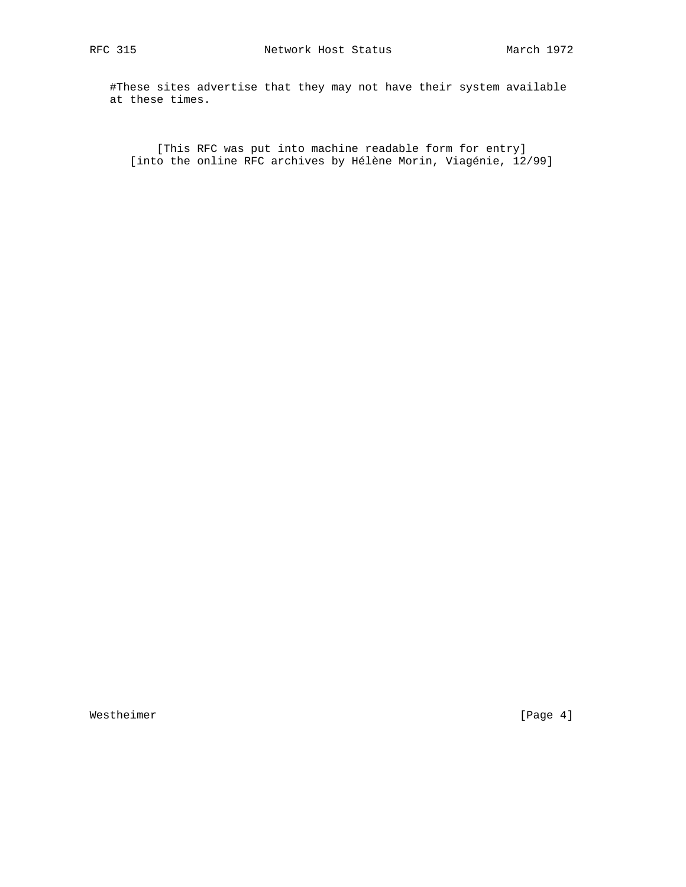#These sites advertise that they may not have their system available at these times.

[This RFC was put into machine readable form for entry]
[into the online RFC archives by Hélène Morin, Viagénie, 12/99]